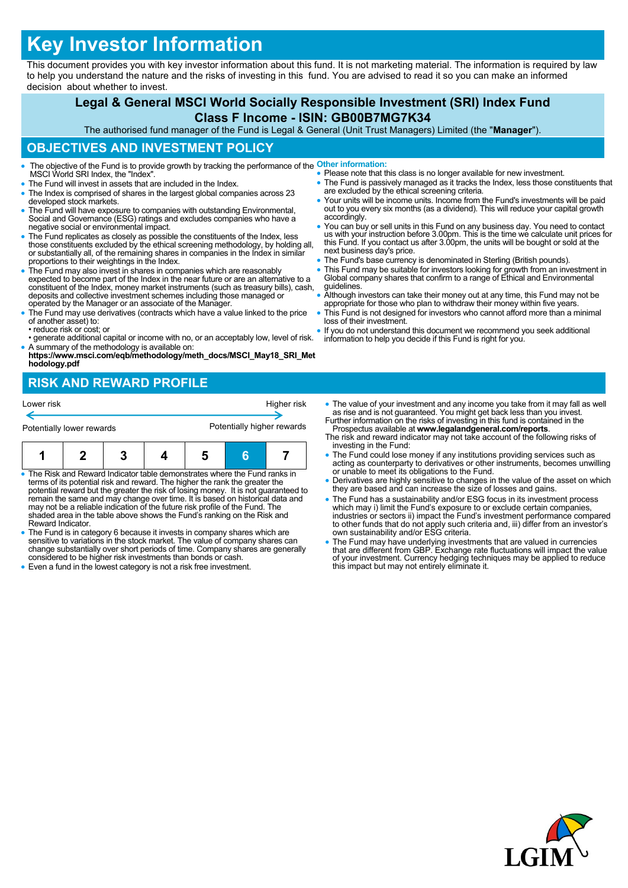# Key Investor Information

This document provides you with key investor information about this fund. It is not marketing material. The information is required by law to help you understand the nature and the risks of investing in this fund. You are advised to read it so you can make an informed decision about whether to invest.

## Legal & General MSCI World Socially Responsible Investment (SRI) Index Fund
## Class F Income - ISIN: GB00B7MG7K34

The authorised fund manager of the Fund is Legal & General (Unit Trust Managers) Limited (the "**Manager**").

## OBJECTIVES AND INVESTMENT POLICY

- The objective of the Fund is to provide growth by tracking the performance of the MSCI World SRI Index, the "Index".
- The Fund will invest in assets that are included in the Index.
- The Index is comprised of shares in the largest global companies across 23 developed stock markets.
- The Fund will have exposure to companies with outstanding Environmental, Social and Governance (ESG) ratings and excludes companies who have a negative social or environmental impact.
- The Fund replicates as closely as possible the constituents of the Index, less those constituents excluded by the ethical screening methodology, by holding all, or substantially all, of the remaining shares in companies in the Index in similar proportions to their weightings in the Index.
- The Fund may also invest in shares in companies which are reasonably expected to become part of the Index in the near future or are an alternative to a constituent of the Index, money market instruments (such as treasury bills), cash, deposits and collective investment schemes including those managed or operated by the Manager or an associate of the Manager.
- The Fund may use derivatives (contracts which have a value linked to the price of another asset) to:
  - reduce risk or cost; or
  - generate additional capital or income with no, or an acceptably low, level of risk.
- A summary of the methodology is available on: **https://www.msci.com/eqb/methodology/meth_docs/MSCI_May18_SRI_Methodology.pdf**

**Other information:**

- Please note that this class is no longer available for new investment.
- The Fund is passively managed as it tracks the Index, less those constituents that are excluded by the ethical screening criteria.
- Your units will be income units. Income from the Fund's investments will be paid out to you every six months (as a dividend). This will reduce your capital growth accordingly.
- You can buy or sell units in this Fund on any business day. You need to contact us with your instruction before 3.00pm. This is the time we calculate unit prices for this Fund. If you contact us after 3.00pm, the units will be bought or sold at the next business day's price.
- The Fund's base currency is denominated in Sterling (British pounds).
- This Fund may be suitable for investors looking for growth from an investment in Global company shares that confirm to a range of Ethical and Environmental guidelines.
- Although investors can take their money out at any time, this Fund may not be appropriate for those who plan to withdraw their money within five years.
- This Fund is not designed for investors who cannot afford more than a minimal loss of their investment.
- If you do not understand this document we recommend you seek additional information to help you decide if this Fund is right for you.

## RISK AND REWARD PROFILE

| Lower risk | | | | | | Higher risk |
|---|---|---|---|---|---|---|
| Potentially lower rewards | | | | | | Potentially higher rewards |
| 1 | 2 | 3 | 4 | 5 | **6** | 7 |

- The Risk and Reward Indicator table demonstrates where the Fund ranks in terms of its potential risk and reward. The higher the rank the greater the potential reward but the greater the risk of losing money. It is not guaranteed to remain the same and may change over time. It is based on historical data and may not be a reliable indication of the future risk profile of the Fund. The shaded area in the table above shows the Fund's ranking on the Risk and Reward Indicator.
- The Fund is in category 6 because it invests in company shares which are sensitive to variations in the stock market. The value of company shares can change substantially over short periods of time. Company shares are generally considered to be higher risk investments than bonds or cash.
- Even a fund in the lowest category is not a risk free investment.
- The value of your investment and any income you take from it may fall as well as rise and is not guaranteed. You might get back less than you invest.

Further information on the risks of investing in this fund is contained in the Prospectus available at **www.legalandgeneral.com/reports**.

The risk and reward indicator may not take account of the following risks of investing in the Fund:

- The Fund could lose money if any institutions providing services such as acting as counterparty to derivatives or other instruments, becomes unwilling or unable to meet its obligations to the Fund.
- Derivatives are highly sensitive to changes in the value of the asset on which they are based and can increase the size of losses and gains.
- The Fund has a sustainability and/or ESG focus in its investment process which may i) limit the Fund's exposure to or exclude certain companies, industries or sectors ii) impact the Fund's investment performance compared to other funds that do not apply such criteria and, iii) differ from an investor's own sustainability and/or ESG criteria.
- The Fund may have underlying investments that are valued in currencies that are different from GBP. Exchange rate fluctuations will impact the value of your investment. Currency hedging techniques may be applied to reduce this impact but may not entirely eliminate it.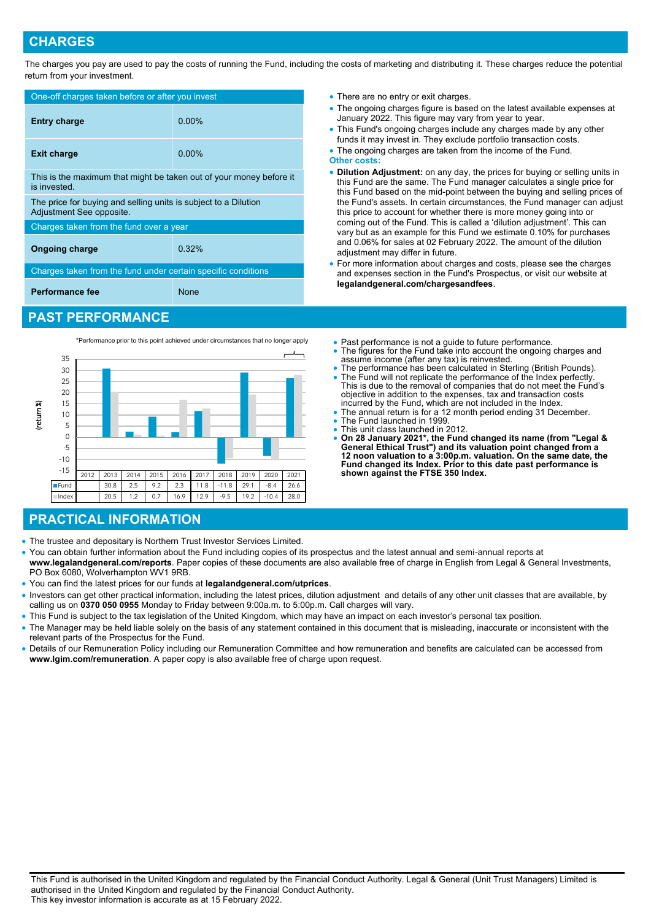## CHARGES

The charges you pay are used to pay the costs of running the Fund, including the costs of marketing and distributing it. These charges reduce the potential return from your investment.

| One-off charges taken before or after you invest | |
|---|---|
| **Entry charge** | 0.00% |
| **Exit charge** | 0.00% |
| This is the maximum that might be taken out of your money before it is invested. | |
| The price for buying and selling units is subject to a Dilution Adjustment See opposite. | |
| Charges taken from the fund over a year | |
| **Ongoing charge** | 0.32% |
| Charges taken from the fund under certain specific conditions | |
| **Performance fee** | None |

- There are no entry or exit charges.
- The ongoing charges figure is based on the latest available expenses at January 2022. This figure may vary from year to year.
- This Fund's ongoing charges include any charges made by any other funds it may invest in. They exclude portfolio transaction costs.
- The ongoing charges are taken from the income of the Fund.

**Other costs:**

- **Dilution Adjustment:** on any day, the prices for buying or selling units in this Fund are the same. The Fund manager calculates a single price for this Fund based on the mid-point between the buying and selling prices of the Fund's assets. In certain circumstances, the Fund manager can adjust this price to account for whether there is more money going into or coming out of the Fund. This is called a 'dilution adjustment'. This can vary but as an example for this Fund we estimate 0.10% for purchases and 0.06% for sales at 02 February 2022. The amount of the dilution adjustment may differ in future.
- For more information about charges and costs, please see the charges and expenses section in the Fund's Prospectus, or visit our website at **legalandgeneral.com/chargesandfees**.

## PAST PERFORMANCE

*Performance prior to this point achieved under circumstances that no longer apply

(return %)

35, 30, 25, 20, 15, 10, 5, 0, -5, -10, -15

2012 2013 2014 2015 2016 2017 2018 2019 2020 2021

Fund: 30.8 2.5 9.2 2.3 11.8 -11.8 29.1 -8.4 26.6

Index: 20.5 1.2 0.7 16.9 12.9 -9.5 19.2 -10.4 28.0

- Past performance is not a guide to future performance.
- The figures for the Fund take into account the ongoing charges and assume income (after any tax) is reinvested.
- The performance has been calculated in Sterling (British Pounds).
- The Fund will not replicate the performance of the Index perfectly. This is due to the removal of companies that do not meet the Fund's objective in addition to the expenses, tax and transaction costs incurred by the Fund, which are not included in the Index.
- The annual return is for a 12 month period ending 31 December.
- The Fund launched in 1999.
- This unit class launched in 2012.
- **On 28 January 2021*, the Fund changed its name (from "Legal & General Ethical Trust") and its valuation point changed from a 12 noon valuation to a 3:00p.m. valuation. On the same date, the Fund changed its Index. Prior to this date past performance is shown against the FTSE 350 Index.**

## PRACTICAL INFORMATION

- The trustee and depositary is Northern Trust Investor Services Limited.
- You can obtain further information about the Fund including copies of its prospectus and the latest annual and semi-annual reports at **www.legalandgeneral.com/reports**. Paper copies of these documents are also available free of charge in English from Legal & General Investments, PO Box 6080, Wolverhampton WV1 9RB.
- You can find the latest prices for our funds at **legalandgeneral.com/utprices**.
- Investors can get other practical information, including the latest prices, dilution adjustment and details of any other unit classes that are available, by calling us on **0370 050 0955** Monday to Friday between 9:00a.m. to 5:00p.m. Call charges will vary.
- This Fund is subject to the tax legislation of the United Kingdom, which may have an impact on each investor's personal tax position.
- The Manager may be held liable solely on the basis of any statement contained in this document that is misleading, inaccurate or inconsistent with the relevant parts of the Prospectus for the Fund.
- Details of our Remuneration Policy including our Remuneration Committee and how remuneration and benefits are calculated can be accessed from **www.lgim.com/remuneration**. A paper copy is also available free of charge upon request.

This Fund is authorised in the United Kingdom and regulated by the Financial Conduct Authority. Legal & General (Unit Trust Managers) Limited is authorised in the United Kingdom and regulated by the Financial Conduct Authority.
This key investor information is accurate as at 15 February 2022.